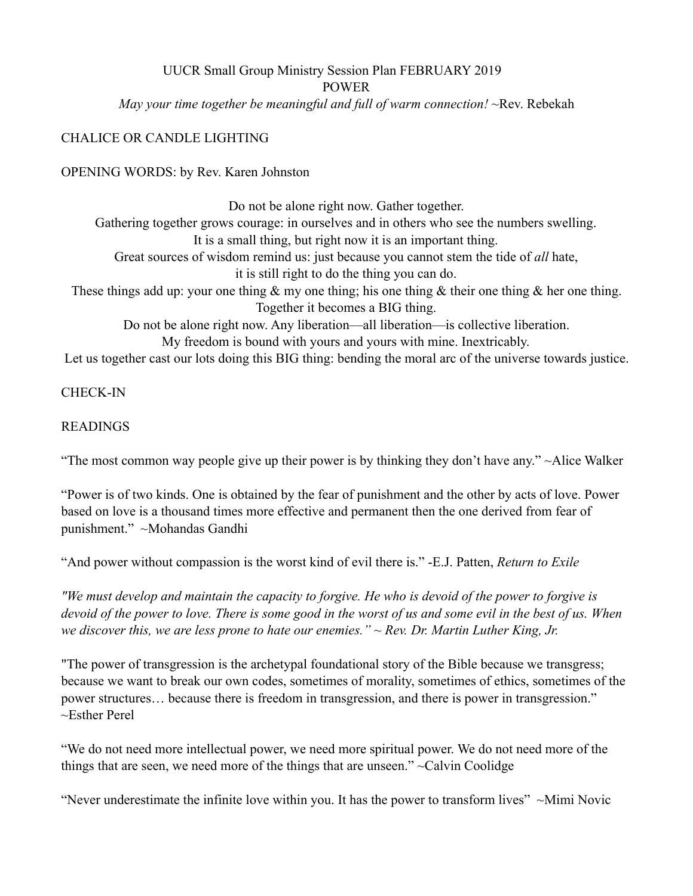UUCR Small Group Ministry Session Plan FEBRUARY 2019

POWER

*May your time together be meaningful and full of warm connection!* ~Rev. Rebekah

CHALICE OR CANDLE LIGHTING

OPENING WORDS: by Rev. Karen Johnston

Do not be alone right now. Gather together.
Gathering together grows courage: in ourselves and in others who see the numbers swelling.
It is a small thing, but right now it is an important thing.
Great sources of wisdom remind us: just because you cannot stem the tide of *all* hate,
it is still right to do the thing you can do.
These things add up: your one thing & my one thing; his one thing & their one thing & her one thing.
Together it becomes a BIG thing.
Do not be alone right now. Any liberation—all liberation—is collective liberation.
My freedom is bound with yours and yours with mine. Inextricably.
Let us together cast our lots doing this BIG thing: bending the moral arc of the universe towards justice.

CHECK-IN

READINGS

“The most common way people give up their power is by thinking they don’t have any.” ~Alice Walker

“Power is of two kinds. One is obtained by the fear of punishment and the other by acts of love. Power based on love is a thousand times more effective and permanent then the one derived from fear of punishment.” ~Mohandas Gandhi

“And power without compassion is the worst kind of evil there is.” -E.J. Patten, *Return to Exile*

*"We must develop and maintain the capacity to forgive. He who is devoid of the power to forgive is devoid of the power to love. There is some good in the worst of us and some evil in the best of us. When we discover this, we are less prone to hate our enemies.” ~ Rev. Dr. Martin Luther King, Jr.*

"The power of transgression is the archetypal foundational story of the Bible because we transgress; because we want to break our own codes, sometimes of morality, sometimes of ethics, sometimes of the power structures… because there is freedom in transgression, and there is power in transgression.” ~Esther Perel

“We do not need more intellectual power, we need more spiritual power. We do not need more of the things that are seen, we need more of the things that are unseen.” ~Calvin Coolidge

“Never underestimate the infinite love within you. It has the power to transform lives” ~Mimi Novic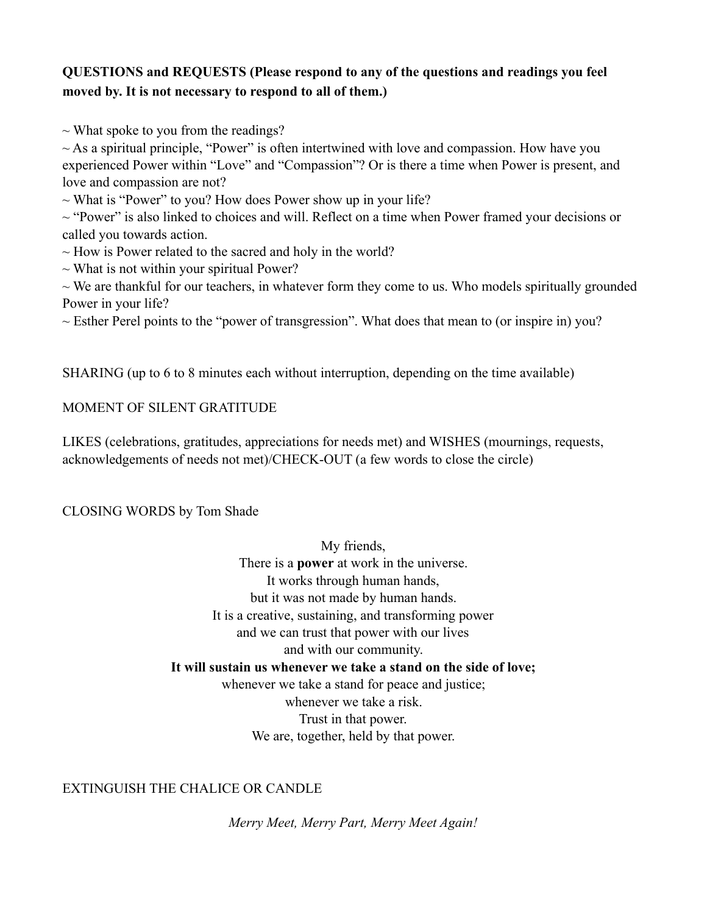**QUESTIONS and REQUESTS (Please respond to any of the questions and readings you feel moved by. It is not necessary to respond to all of them.)**

~ What spoke to you from the readings?
~ As a spiritual principle, "Power" is often intertwined with love and compassion. How have you experienced Power within "Love" and "Compassion"? Or is there a time when Power is present, and love and compassion are not?
~ What is "Power" to you? How does Power show up in your life?
~ "Power" is also linked to choices and will. Reflect on a time when Power framed your decisions or called you towards action.
~ How is Power related to the sacred and holy in the world?
~ What is not within your spiritual Power?
~ We are thankful for our teachers, in whatever form they come to us. Who models spiritually grounded Power in your life?
~ Esther Perel points to the "power of transgression". What does that mean to (or inspire in) you?

SHARING (up to 6 to 8 minutes each without interruption, depending on the time available)

MOMENT OF SILENT GRATITUDE

LIKES (celebrations, gratitudes, appreciations for needs met) and WISHES (mournings, requests, acknowledgements of needs not met)/CHECK-OUT (a few words to close the circle)

CLOSING WORDS by Tom Shade

My friends,
There is a **power** at work in the universe.
It works through human hands,
but it was not made by human hands.
It is a creative, sustaining, and transforming power
and we can trust that power with our lives
and with our community.
**It will sustain us whenever we take a stand on the side of love;**
whenever we take a stand for peace and justice;
whenever we take a risk.
Trust in that power.
We are, together, held by that power.

EXTINGUISH THE CHALICE OR CANDLE

*Merry Meet, Merry Part, Merry Meet Again!*